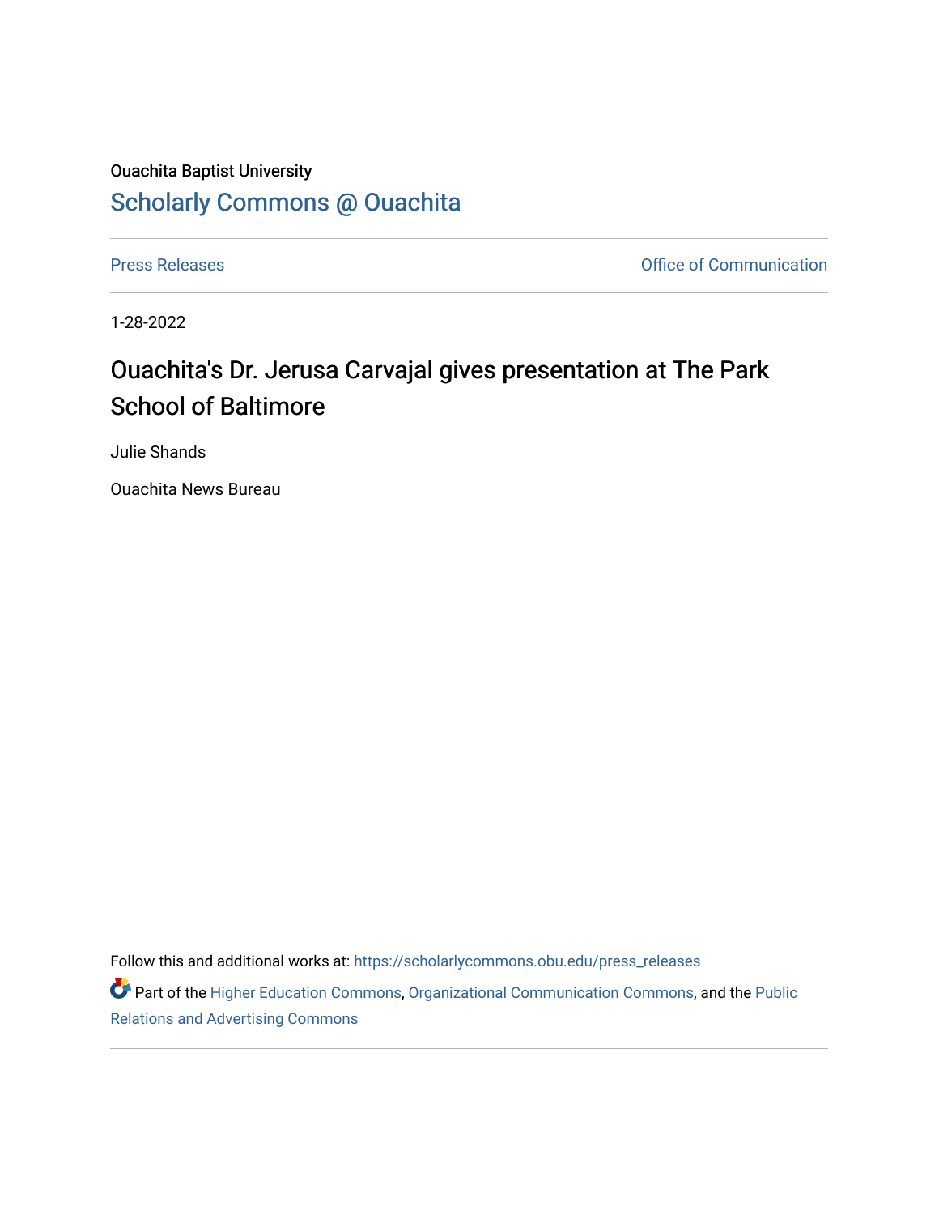Ouachita Baptist University

## Scholarly Commons @ Ouachita

Press Releases | Office of Communication

1-28-2022

# Ouachita's Dr. Jerusa Carvajal gives presentation at The Park School of Baltimore

Julie Shands

Ouachita News Bureau

Follow this and additional works at: https://scholarlycommons.obu.edu/press_releases

Part of the Higher Education Commons, Organizational Communication Commons, and the Public Relations and Advertising Commons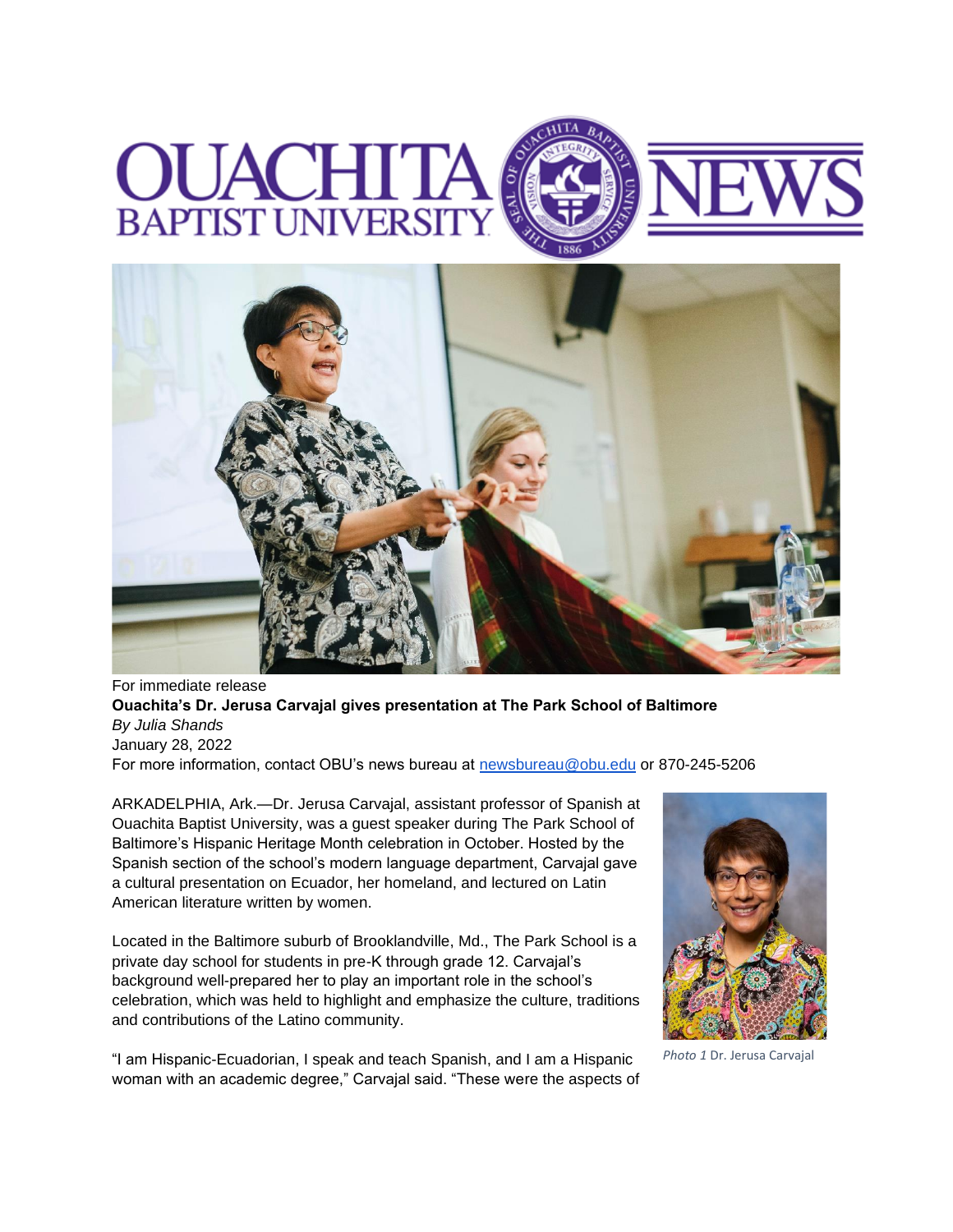For immediate release

**Ouachita's Dr. Jerusa Carvajal gives presentation at The Park School of Baltimore**

*By Julia Shands*

January 28, 2022

For more information, contact OBU's news bureau at newsbureau@obu.edu or 870-245-5206

ARKADELPHIA, Ark.—Dr. Jerusa Carvajal, assistant professor of Spanish at Ouachita Baptist University, was a guest speaker during The Park School of Baltimore's Hispanic Heritage Month celebration in October. Hosted by the Spanish section of the school's modern language department, Carvajal gave a cultural presentation on Ecuador, her homeland, and lectured on Latin American literature written by women.

Located in the Baltimore suburb of Brooklandville, Md., The Park School is a private day school for students in pre-K through grade 12. Carvajal's background well-prepared her to play an important role in the school's celebration, which was held to highlight and emphasize the culture, traditions and contributions of the Latino community.

*Photo 1* Dr. Jerusa Carvajal

"I am Hispanic-Ecuadorian, I speak and teach Spanish, and I am a Hispanic woman with an academic degree," Carvajal said. "These were the aspects of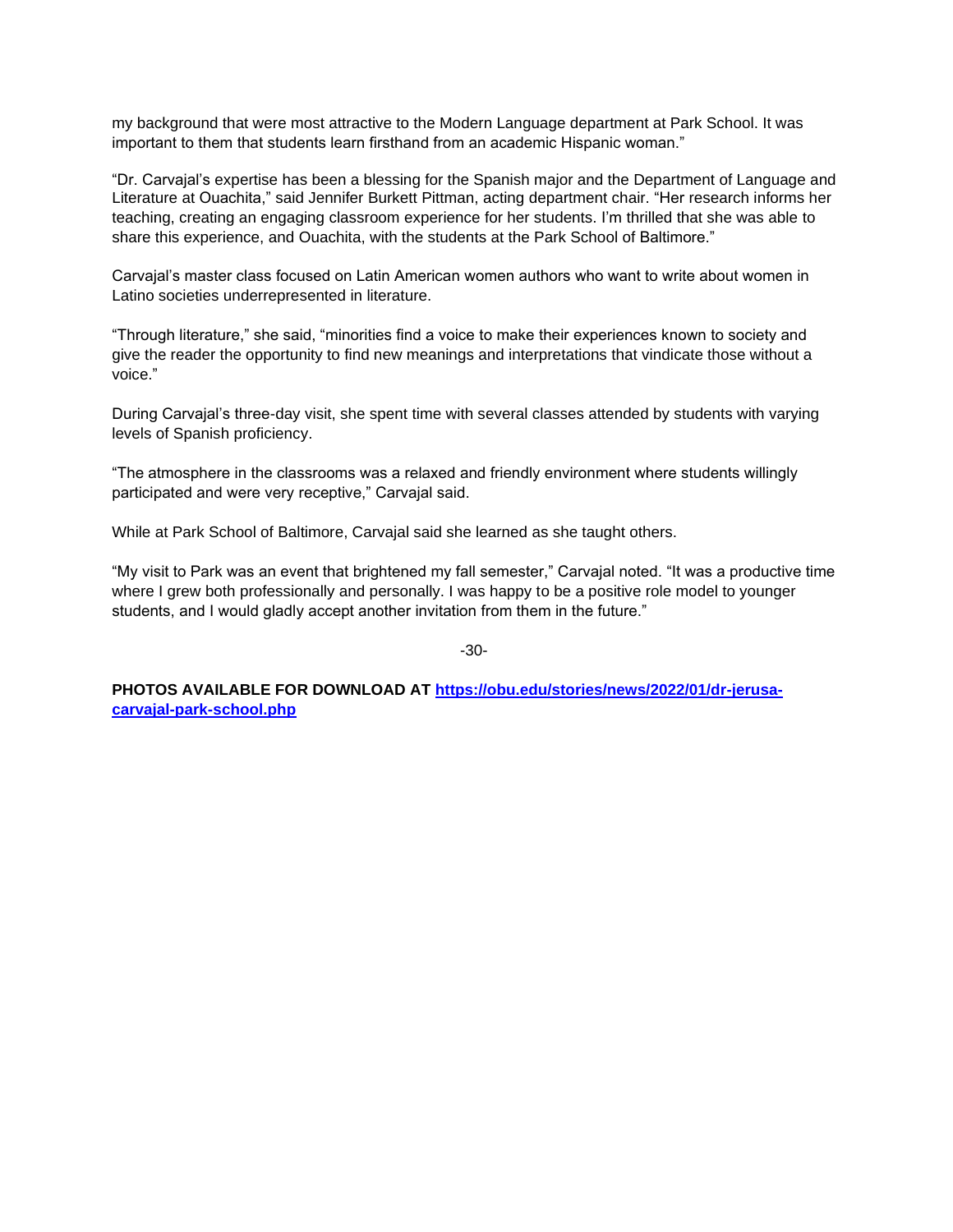my background that were most attractive to the Modern Language department at Park School. It was important to them that students learn firsthand from an academic Hispanic woman."

"Dr. Carvajal's expertise has been a blessing for the Spanish major and the Department of Language and Literature at Ouachita," said Jennifer Burkett Pittman, acting department chair. "Her research informs her teaching, creating an engaging classroom experience for her students. I'm thrilled that she was able to share this experience, and Ouachita, with the students at the Park School of Baltimore."

Carvajal's master class focused on Latin American women authors who want to write about women in Latino societies underrepresented in literature.

"Through literature," she said, "minorities find a voice to make their experiences known to society and give the reader the opportunity to find new meanings and interpretations that vindicate those without a voice."

During Carvajal's three-day visit, she spent time with several classes attended by students with varying levels of Spanish proficiency.

"The atmosphere in the classrooms was a relaxed and friendly environment where students willingly participated and were very receptive," Carvajal said.

While at Park School of Baltimore, Carvajal said she learned as she taught others.

"My visit to Park was an event that brightened my fall semester," Carvajal noted. "It was a productive time where I grew both professionally and personally. I was happy to be a positive role model to younger students, and I would gladly accept another invitation from them in the future."

-30-

**PHOTOS AVAILABLE FOR DOWNLOAD AT [https://obu.edu/stories/news/2022/01/dr-jerusa-carvajal-park-school.php](https://obu.edu/stories/news/2022/01/dr-jerusa-carvajal-park-school.php)**